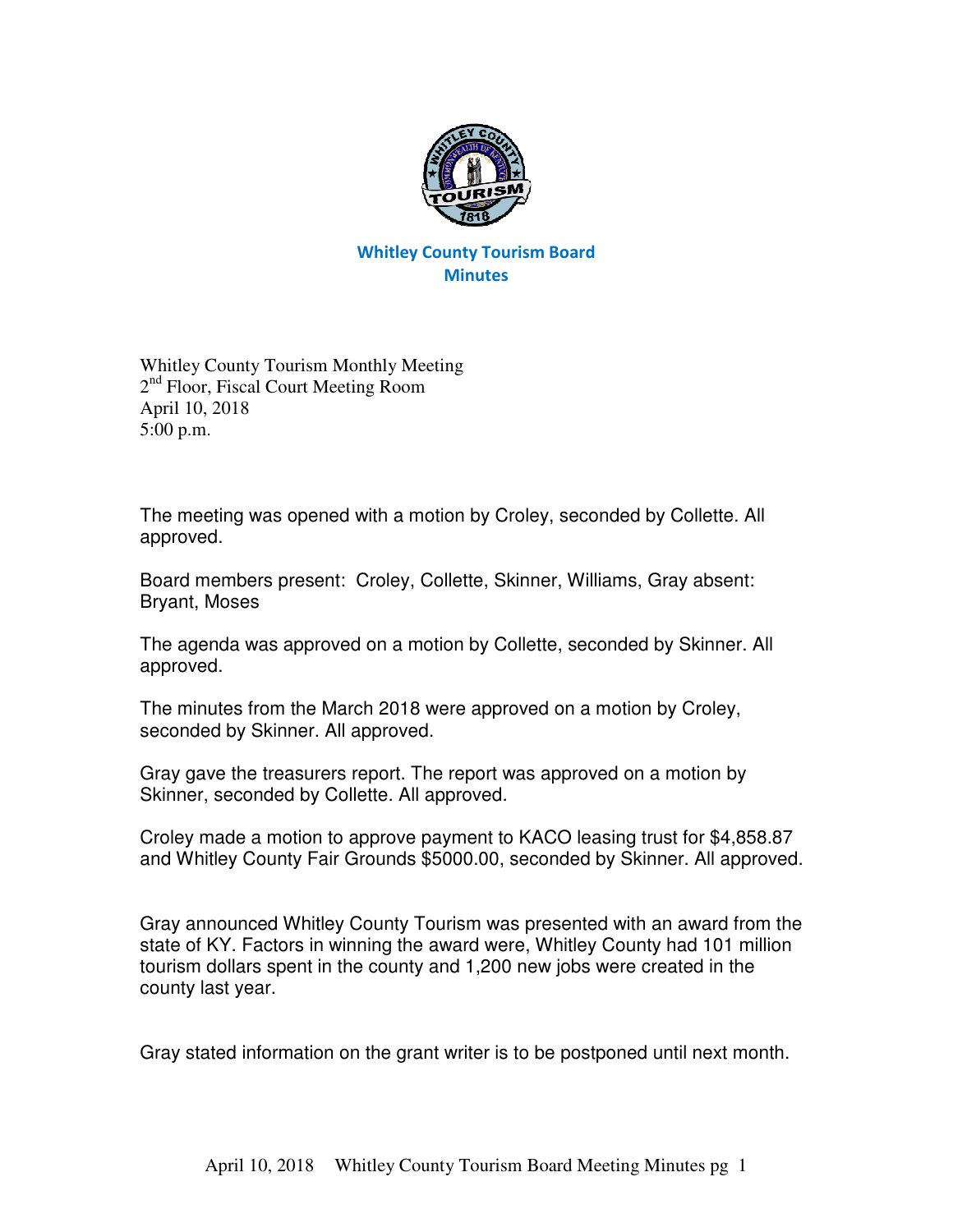# Whitley County Tourism Board
## Minutes

Whitley County Tourism Monthly Meeting
2nd Floor, Fiscal Court Meeting Room
April 10, 2018
5:00 p.m.

The meeting was opened with a motion by Croley, seconded by Collette. All approved.

Board members present: Croley, Collette, Skinner, Williams, Gray absent: Bryant, Moses

The agenda was approved on a motion by Collette, seconded by Skinner. All approved.

The minutes from the March 2018 were approved on a motion by Croley, seconded by Skinner. All approved.

Gray gave the treasurers report. The report was approved on a motion by Skinner, seconded by Collette. All approved.

Croley made a motion to approve payment to KACO leasing trust for $4,858.87 and Whitley County Fair Grounds $5000.00, seconded by Skinner. All approved.

Gray announced Whitley County Tourism was presented with an award from the state of KY. Factors in winning the award were, Whitley County had 101 million tourism dollars spent in the county and 1,200 new jobs were created in the county last year.

Gray stated information on the grant writer is to be postponed until next month.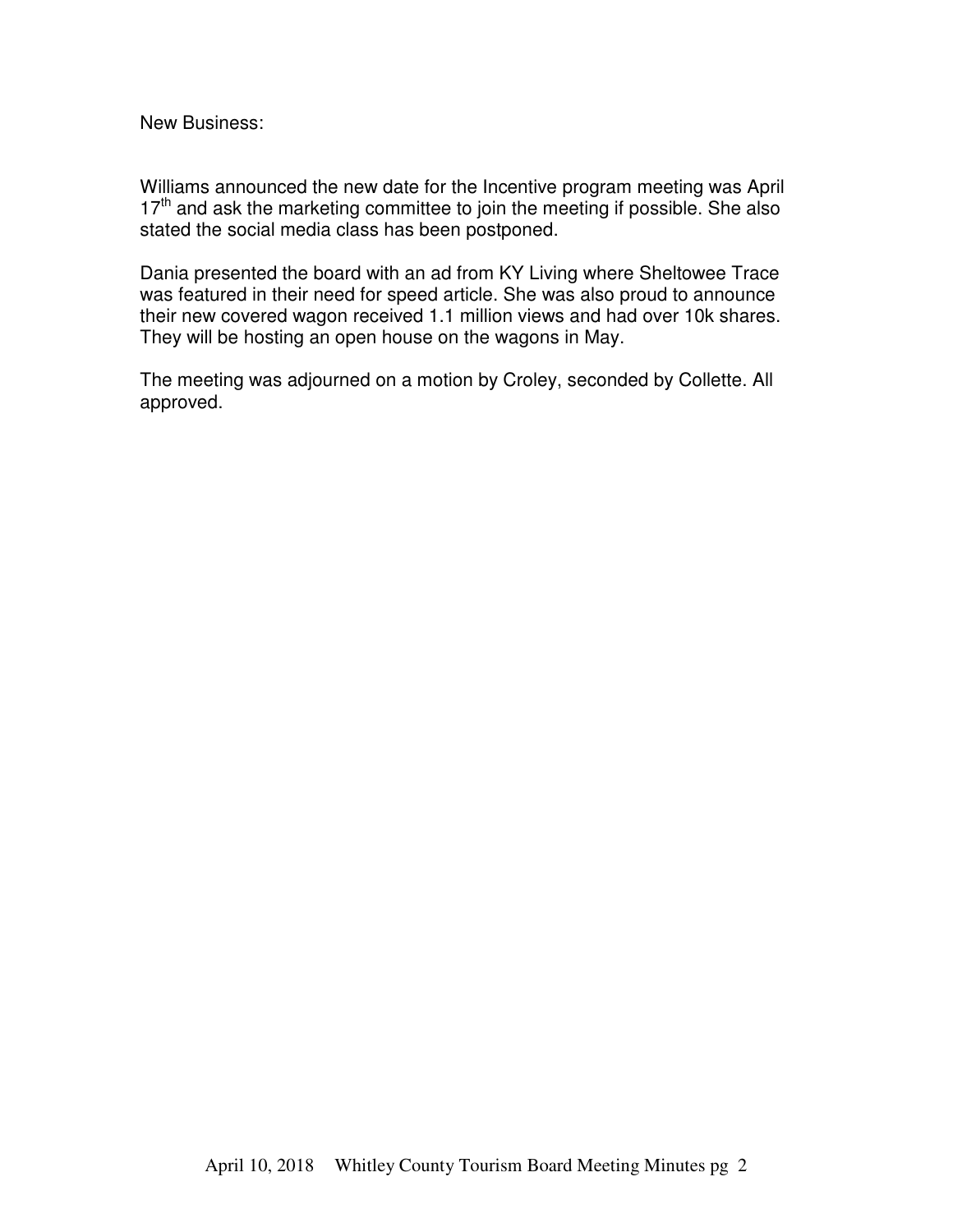New Business:

Williams announced the new date for the Incentive program meeting was April 17th and ask the marketing committee to join the meeting if possible. She also stated the social media class has been postponed.

Dania presented the board with an ad from KY Living where Sheltowee Trace was featured in their need for speed article. She was also proud to announce their new covered wagon received 1.1 million views and had over 10k shares. They will be hosting an open house on the wagons in May.

The meeting was adjourned on a motion by Croley, seconded by Collette. All approved.